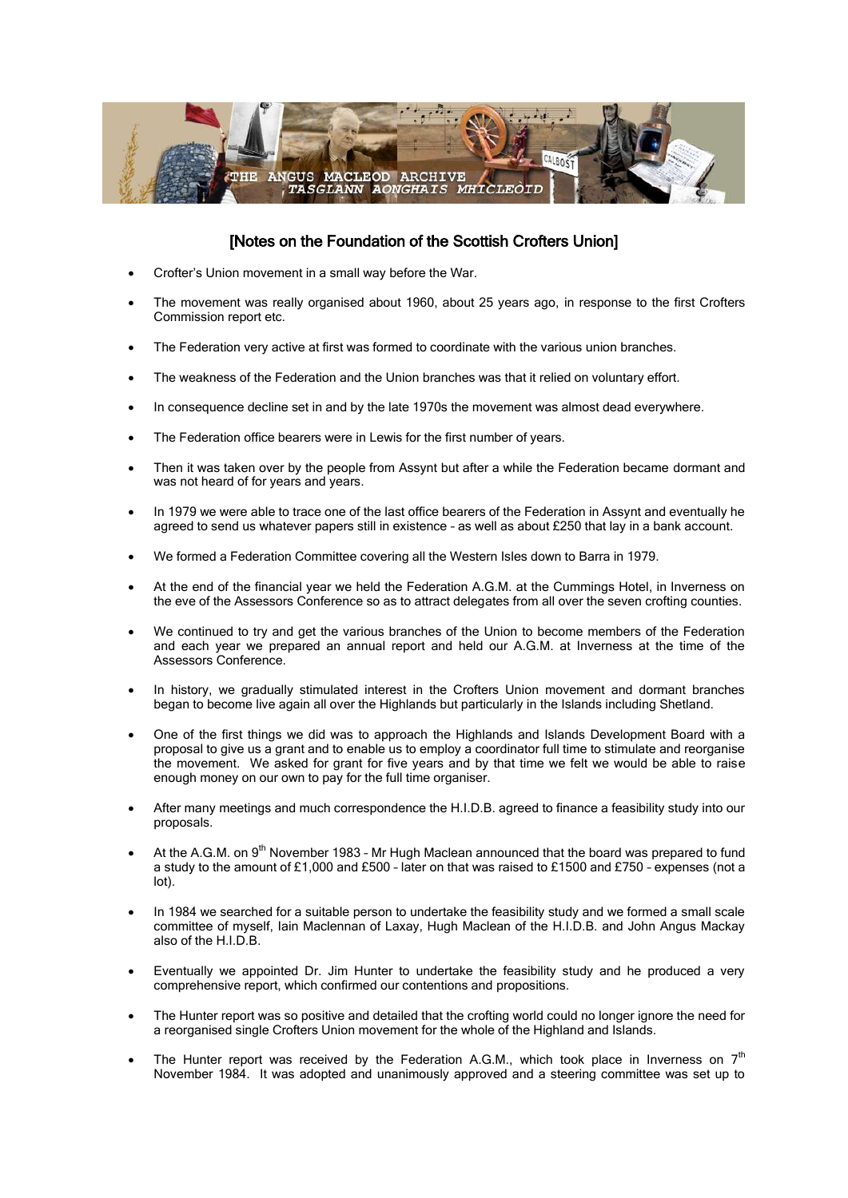# [Notes on the Foundation of the Scottish Crofters Union]

- Crofter's Union movement in a small way before the War.
- The movement was really organised about 1960, about 25 years ago, in response to the first Crofters Commission report etc.
- The Federation very active at first was formed to coordinate with the various union branches.
- The weakness of the Federation and the Union branches was that it relied on voluntary effort.
- In consequence decline set in and by the late 1970s the movement was almost dead everywhere.
- The Federation office bearers were in Lewis for the first number of years.
- Then it was taken over by the people from Assynt but after a while the Federation became dormant and was not heard of for years and years.
- In 1979 we were able to trace one of the last office bearers of the Federation in Assynt and eventually he agreed to send us whatever papers still in existence – as well as about £250 that lay in a bank account.
- We formed a Federation Committee covering all the Western Isles down to Barra in 1979.
- At the end of the financial year we held the Federation A.G.M. at the Cummings Hotel, in Inverness on the eve of the Assessors Conference so as to attract delegates from all over the seven crofting counties.
- We continued to try and get the various branches of the Union to become members of the Federation and each year we prepared an annual report and held our A.G.M. at Inverness at the time of the Assessors Conference.
- In history, we gradually stimulated interest in the Crofters Union movement and dormant branches began to become live again all over the Highlands but particularly in the Islands including Shetland.
- One of the first things we did was to approach the Highlands and Islands Development Board with a proposal to give us a grant and to enable us to employ a coordinator full time to stimulate and reorganise the movement. We asked for grant for five years and by that time we felt we would be able to raise enough money on our own to pay for the full time organiser.
- After many meetings and much correspondence the H.I.D.B. agreed to finance a feasibility study into our proposals.
- At the A.G.M. on 9th November 1983 – Mr Hugh Maclean announced that the board was prepared to fund a study to the amount of £1,000 and £500 – later on that was raised to £1500 and £750 – expenses (not a lot).
- In 1984 we searched for a suitable person to undertake the feasibility study and we formed a small scale committee of myself, Iain Maclennan of Laxay, Hugh Maclean of the H.I.D.B. and John Angus Mackay also of the H.I.D.B.
- Eventually we appointed Dr. Jim Hunter to undertake the feasibility study and he produced a very comprehensive report, which confirmed our contentions and propositions.
- The Hunter report was so positive and detailed that the crofting world could no longer ignore the need for a reorganised single Crofters Union movement for the whole of the Highland and Islands.
- The Hunter report was received by the Federation A.G.M., which took place in Inverness on 7th November 1984. It was adopted and unanimously approved and a steering committee was set up to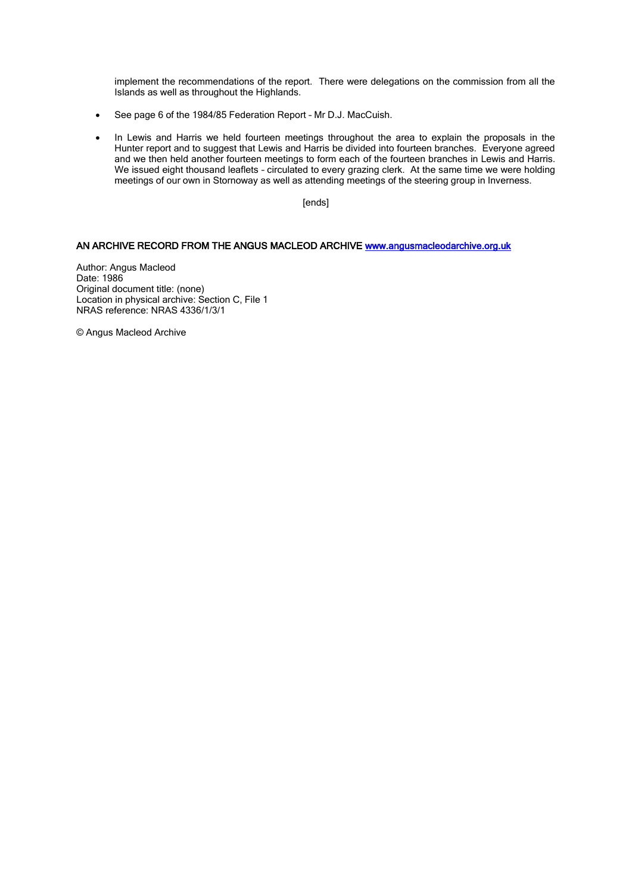implement the recommendations of the report. There were delegations on the commission from all the Islands as well as throughout the Highlands.

- See page 6 of the 1984/85 Federation Report – Mr D.J. MacCuish.

- In Lewis and Harris we held fourteen meetings throughout the area to explain the proposals in the Hunter report and to suggest that Lewis and Harris be divided into fourteen branches. Everyone agreed and we then held another fourteen meetings to form each of the fourteen branches in Lewis and Harris. We issued eight thousand leaflets – circulated to every grazing clerk. At the same time we were holding meetings of our own in Stornoway as well as attending meetings of the steering group in Inverness.

[ends]

AN ARCHIVE RECORD FROM THE ANGUS MACLEOD ARCHIVE www.angusmacleodarchive.org.uk

Author: Angus Macleod
Date: 1986
Original document title: (none)
Location in physical archive: Section C, File 1
NRAS reference: NRAS 4336/1/3/1

© Angus Macleod Archive